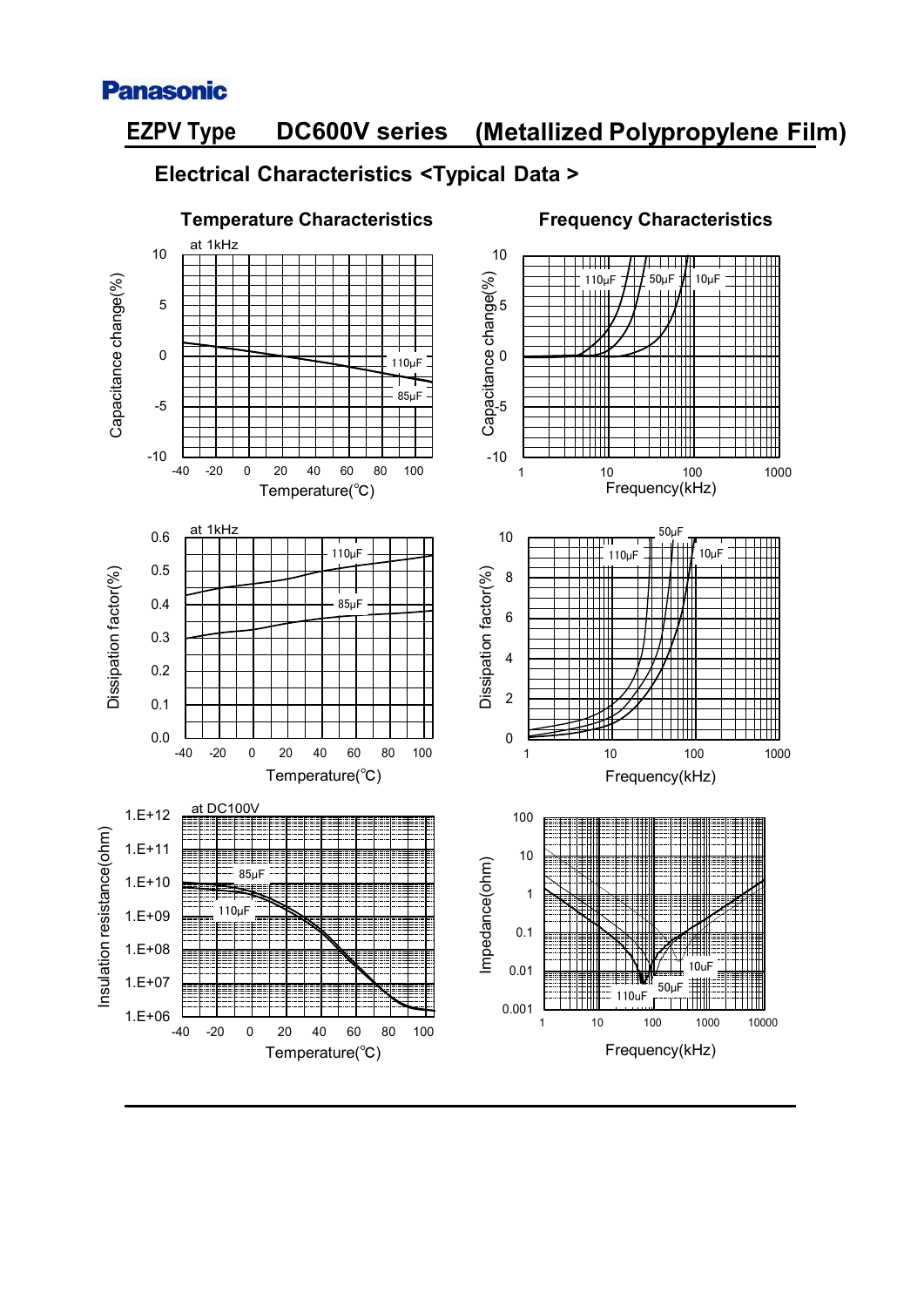Panasonic

# EZPV Type DC600V series (Metallized Polypropylene Film)

## Electrical Characteristics <Typical Data >

### Temperature Characteristics

at 1kHz

Capacitance change(%) vs Temperature(℃) — 110μF, 85μF

at 1kHz

Dissipation factor(%) vs Temperature(℃) — 110μF, 85μF

at DC100V

Insulation resistance(ohm) vs Temperature(℃) — 85μF, 110μF

### Frequency Characteristics

Capacitance change(%) vs Frequency(kHz) — 110μF, 50μF, 10μF

Dissipation factor(%) vs Frequency(kHz) — 110μF, 50μF, 10μF

Impedance(ohm) vs Frequency(kHz) — 10uF, 50uF, 110uF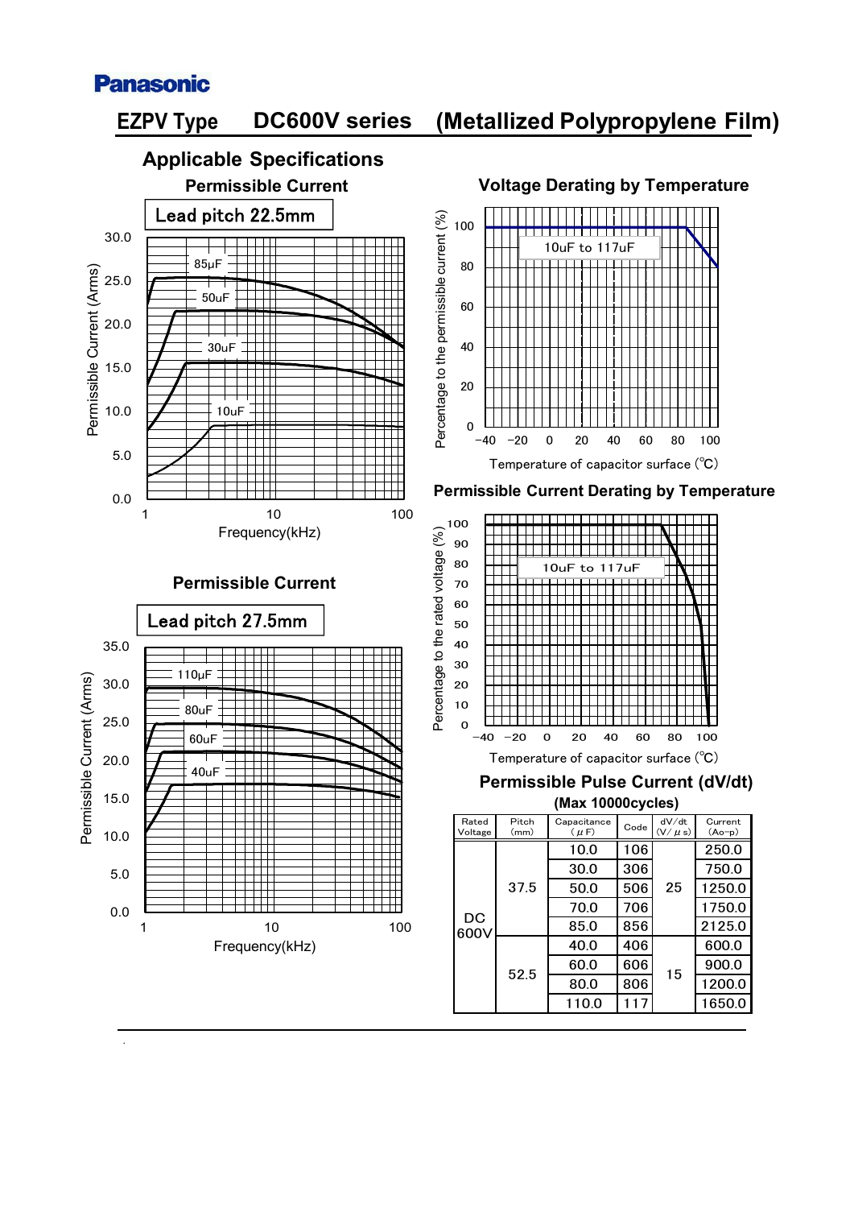Panasonic

# EZPV Type DC600V series (Metallized Polypropylene Film)

## Applicable Specifications

### Permissible Current

Lead pitch 22.5mm

Permissible Current (Arms)

30.0, 25.0, 20.0, 15.0, 10.0, 5.0, 0.0

85μF, 50uF, 30uF, 10uF

1, 10, 100

Frequency(kHz)

### Voltage Derating by Temperature

Percentage to the permissible current (%)

10uF to 117uF

100, 80, 60, 40, 20, 0

−40 −20 0 20 40 60 80 100

Temperature of capacitor surface (℃)

### Permissible Current Derating by Temperature

Percentage to the rated voltage (%)

10uF to 117uF

100, 90, 80, 70, 60, 50, 40, 30, 20, 10, 0

−40 −20 0 20 40 60 80 100

Temperature of capacitor surface (℃)

### Permissible Current

Lead pitch 27.5mm

Permissible Current (Arms)

35.0, 30.0, 25.0, 20.0, 15.0, 10.0, 5.0, 0.0

110μF, 80uF, 60uF, 40uF

1, 10, 100

Frequency(kHz)

### Permissible Pulse Current (dV/dt)

**(Max 10000cycles)**

| Rated Voltage | Pitch (mm) | Capacitance (μF) | Code | dV/dt (V/μs) | Current (Ao-p) |
|---|---|---|---|---|---|
| DC 600V | 37.5 | 10.0 | 106 | 25 | 250.0 |
| | | 30.0 | 306 | | 750.0 |
| | | 50.0 | 506 | | 1250.0 |
| | | 70.0 | 706 | | 1750.0 |
| | | 85.0 | 856 | | 2125.0 |
| | 52.5 | 40.0 | 406 | 15 | 600.0 |
| | | 60.0 | 606 | | 900.0 |
| | | 80.0 | 806 | | 1200.0 |
| | | 110.0 | 117 | | 1650.0 |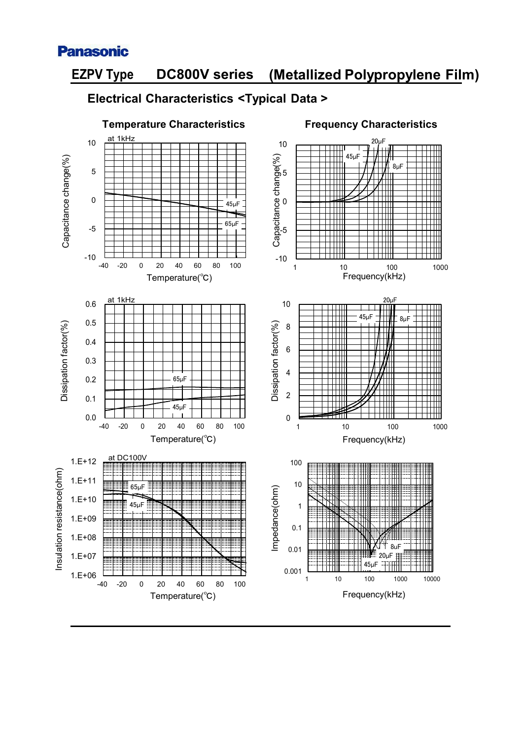**Panasonic**

# EZPV Type DC800V series (Metallized Polypropylene Film)

## Electrical Characteristics <Typical Data >

### Temperature Characteristics

at 1kHz

Capacitance change(%)

10, 5, 0, -5, -10

-40 -20 0 20 40 60 80 100

Temperature(℃)

45μF

65μF

at 1kHz

Dissipation factor(%)

0.6, 0.5, 0.4, 0.3, 0.2, 0.1, 0.0

-40 -20 0 20 40 60 80 100

Temperature(℃)

65μF

45μF

at DC100V

Insulation resistance(ohm)

1.E+12, 1.E+11, 1.E+10, 1.E+09, 1.E+08, 1.E+07, 1.E+06

-40 -20 0 20 40 60 80 100

Temperature(℃)

65μF

45μF

### Frequency Characteristics

Capacitance change(%)

10, 5, 0, -5, -10

1 10 100 1000

Frequency(kHz)

20μF

45μF

8μF

Dissipation factor(%)

10, 8, 6, 4, 2, 0

1 10 100 1000

Frequency(kHz)

20μF

45μF

8μF

Impedance(ohm)

100, 10, 1, 0.1, 0.01, 0.001

1 10 100 1000 10000

Frequency(kHz)

8μF

20μF

45μF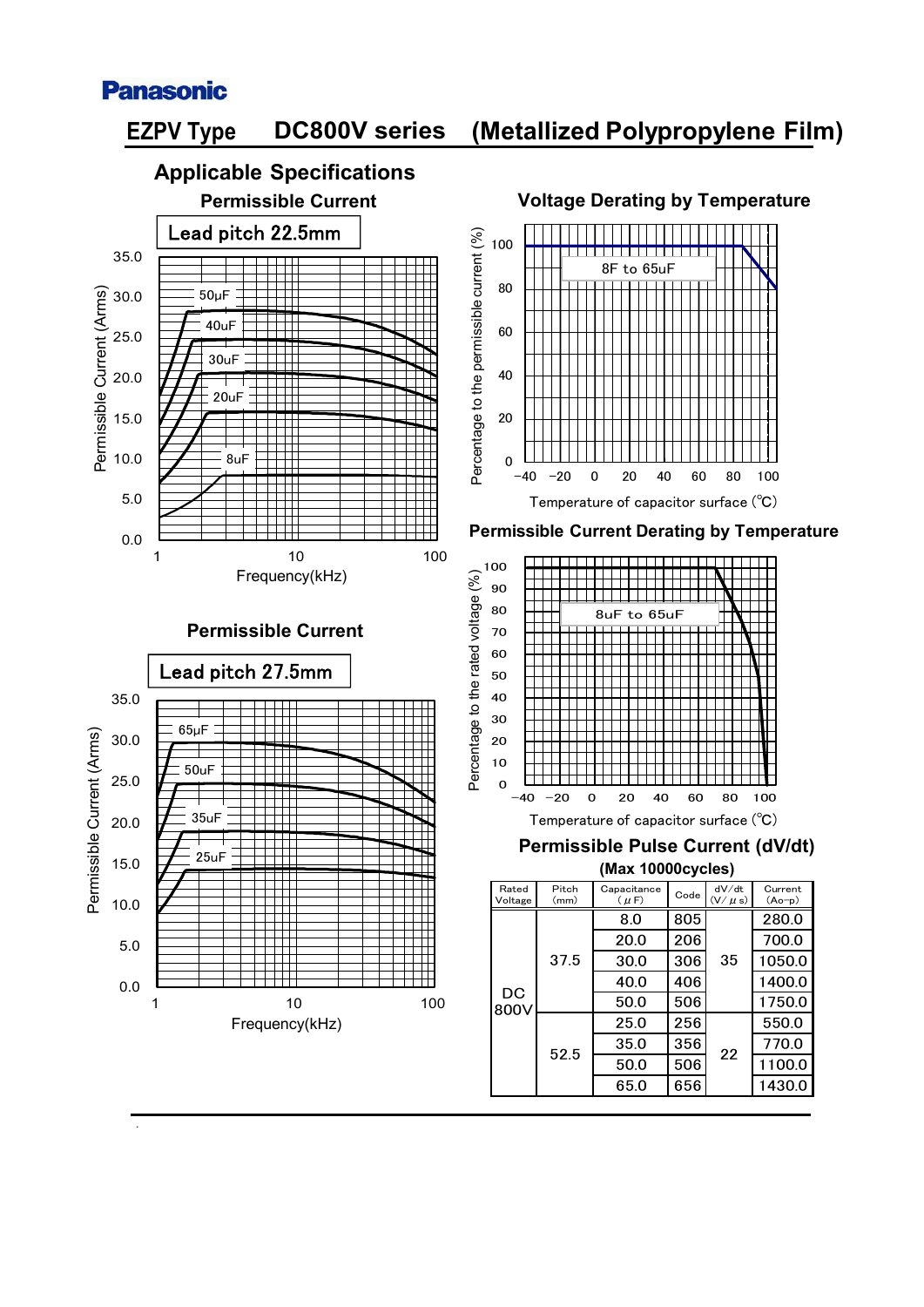**Panasonic**

# EZPV Type DC800V series (Metallized Polypropylene Film)

## Applicable Specifications

### Permissible Current

Lead pitch 22.5mm

Permissible Current (Arms): 0.0, 5.0, 10.0, 15.0, 20.0, 25.0, 30.0, 35.0

Curves: 50μF, 40uF, 30uF, 20uF, 8uF

Frequency(kHz): 1, 10, 100

### Voltage Derating by Temperature

Percentage to the permissible current (%): 0, 20, 40, 60, 80, 100

8F to 65uF

Temperature of capacitor surface (℃): −40, −20, 0, 20, 40, 60, 80, 100

### Permissible Current Derating by Temperature

Percentage to the rated voltage (%): 0, 10, 20, 30, 40, 50, 60, 70, 80, 90, 100

8uF to 65uF

Temperature of capacitor surface (℃): −40, −20, 0, 20, 40, 60, 80, 100

### Permissible Current

Lead pitch 27.5mm

Permissible Current (Arms): 0.0, 5.0, 10.0, 15.0, 20.0, 25.0, 30.0, 35.0

Curves: 65μF, 50uF, 35uF, 25uF

Frequency(kHz): 1, 10, 100

### Permissible Pulse Current (dV/dt)

**(Max 10000cycles)**

| Rated Voltage | Pitch (mm) | Capacitance (μF) | Code | dV/dt (V/μs) | Current (Ao-p) |
|---|---|---|---|---|---|
| DC 800V | 37.5 | 8.0 | 805 | 35 | 280.0 |
| | | 20.0 | 206 | | 700.0 |
| | | 30.0 | 306 | | 1050.0 |
| | | 40.0 | 406 | | 1400.0 |
| | | 50.0 | 506 | | 1750.0 |
| | 52.5 | 25.0 | 256 | 22 | 550.0 |
| | | 35.0 | 356 | | 770.0 |
| | | 50.0 | 506 | | 1100.0 |
| | | 65.0 | 656 | | 1430.0 |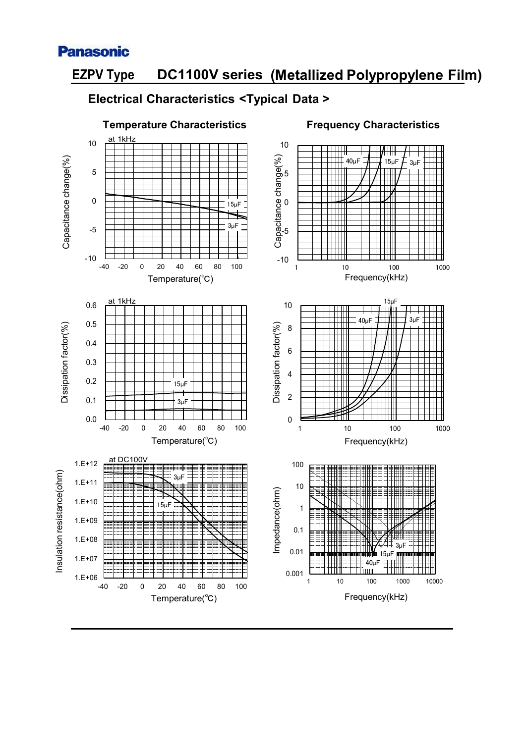Panasonic

# EZPV Type DC1100V series (Metallized Polypropylene Film)

## Electrical Characteristics <Typical Data >

### Temperature Characteristics

at 1kHz

Capacitance change(%)

10, 5, 0, -5, -10

15μF

3μF

-40 -20 0 20 40 60 80 100

Temperature(℃)

at 1kHz

Dissipation factor(%)

0.6, 0.5, 0.4, 0.3, 0.2, 0.1, 0.0

15μF

3μF

-40 -20 0 20 40 60 80 100

Temperature(℃)

at DC100V

Insulation resistance(ohm)

1.E+12, 1.E+11, 1.E+10, 1.E+09, 1.E+08, 1.E+07, 1.E+06

3μF

15μF

-40 -20 0 20 40 60 80 100

Temperature(℃)

### Frequency Characteristics

Capacitance change(%)

10, 5, 0, -5, -10

40μF 15μF 3μF

1 10 100 1000

Frequency(kHz)

Dissipation factor(%)

10, 8, 6, 4, 2, 0

15μF

40μF 3μF

1 10 100 1000

Frequency(kHz)

Impedance(ohm)

100, 10, 1, 0.1, 0.01, 0.001

3μF

15μF

40μF

1 10 100 1000 10000

Frequency(kHz)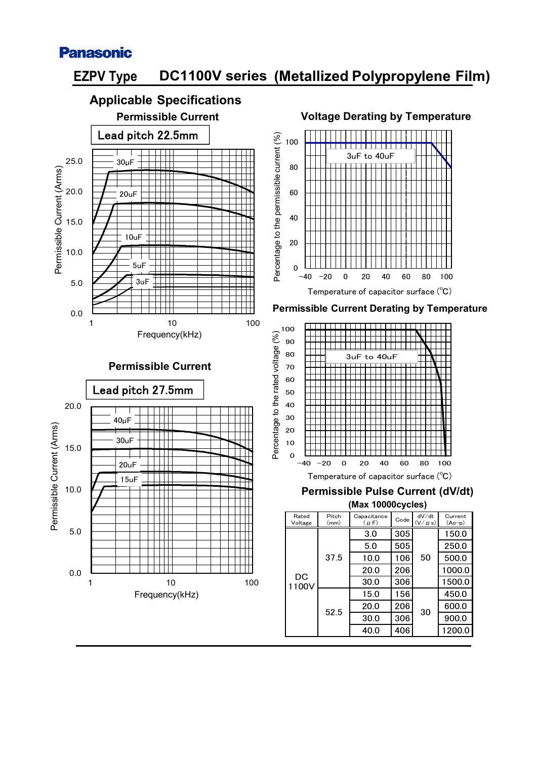Panasonic

# EZPV Type DC1100V series (Metallized Polypropylene Film)

## Applicable Specifications

### Permissible Current

Lead pitch 22.5mm

Permissible Current (Arms)

25.0
20.0
15.0
10.0
5.0
0.0

30μF
20uF
10uF
5uF
3uF

1
10
100

Frequency(kHz)

### Voltage Derating by Temperature

Percentage to the permissible current (%)

100
80
60
40
20
0

3uF to 40uF

−40 −20 0 20 40 60 80 100

Temperature of capacitor surface (℃)

### Permissible Current Derating by Temperature

Percentage to the rated voltage (%)

100
90
80
70
60
50
40
30
20
10
0

3uF to 40uF

−40 −20 0 20 40 60 80 100

Temperature of capacitor surface (℃)

### Permissible Current

Lead pitch 27.5mm

Permissible Current (Arms)

20.0
15.0
10.0
5.0
0.0

40μF
30uF
20uF
15uF

1
10
100

Frequency(kHz)

### Permissible Pulse Current (dV/dt)

**(Max 10000cycles)**

| Rated Voltage | Pitch (mm) | Capacitance (μF) | Code | dV/dt (V/μs) | Current (Ao−p) |
|---|---|---|---|---|---|
| DC 1100V | 37.5 | 3.0 | 305 | 50 | 150.0 |
| | | 5.0 | 505 | | 250.0 |
| | | 10.0 | 106 | | 500.0 |
| | | 20.0 | 206 | | 1000.0 |
| | | 30.0 | 306 | | 1500.0 |
| | 52.5 | 15.0 | 156 | 30 | 450.0 |
| | | 20.0 | 206 | | 600.0 |
| | | 30.0 | 306 | | 900.0 |
| | | 40.0 | 406 | | 1200.0 |